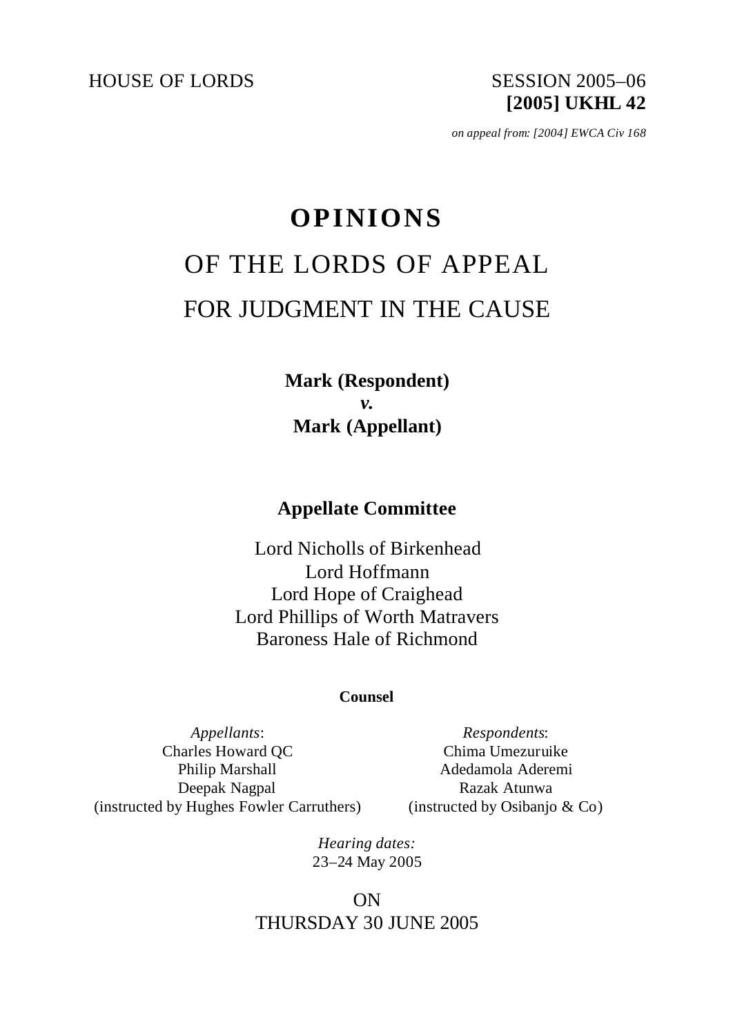HOUSE OF LORDS

SESSION 2005–06
**[2005] UKHL 42**

*on appeal from: [2004] EWCA Civ 168*

# OPINIONS

## OF THE LORDS OF APPEAL

## FOR JUDGMENT IN THE CAUSE

**Mark (Respondent)**
***v.***
**Mark (Appellant)**

### Appellate Committee

Lord Nicholls of Birkenhead
Lord Hoffmann
Lord Hope of Craighead
Lord Phillips of Worth Matravers
Baroness Hale of Richmond

**Counsel**

*Appellants*:
Charles Howard QC
Philip Marshall
Deepak Nagpal
(instructed by Hughes Fowler Carruthers)

*Respondents*:
Chima Umezuruike
Adedamola Aderemi
Razak Atunwa
(instructed by Osibanjo & Co)

*Hearing dates:*
23–24 May 2005

ON
THURSDAY 30 JUNE 2005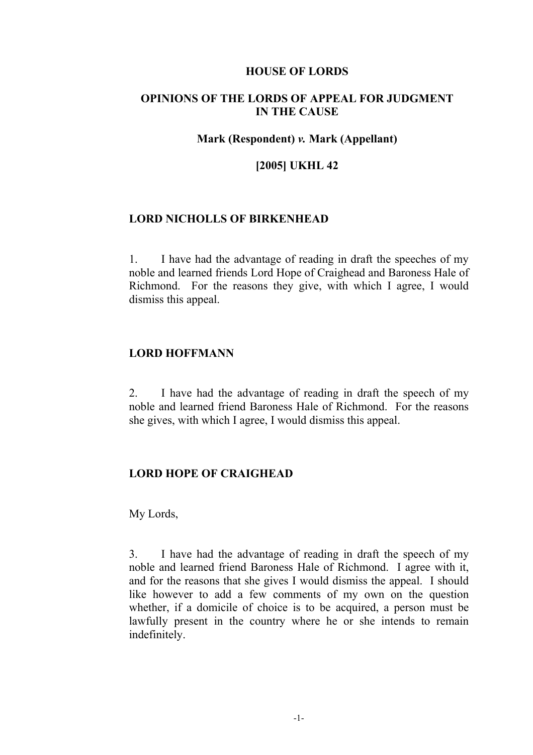**HOUSE OF LORDS**

**OPINIONS OF THE LORDS OF APPEAL FOR JUDGMENT IN THE CAUSE**

**Mark (Respondent) *v.* Mark (Appellant)**

**[2005] UKHL 42**

**LORD NICHOLLS OF BIRKENHEAD**

1. I have had the advantage of reading in draft the speeches of my noble and learned friends Lord Hope of Craighead and Baroness Hale of Richmond. For the reasons they give, with which I agree, I would dismiss this appeal.

**LORD HOFFMANN**

2. I have had the advantage of reading in draft the speech of my noble and learned friend Baroness Hale of Richmond. For the reasons she gives, with which I agree, I would dismiss this appeal.

**LORD HOPE OF CRAIGHEAD**

My Lords,

3. I have had the advantage of reading in draft the speech of my noble and learned friend Baroness Hale of Richmond. I agree with it, and for the reasons that she gives I would dismiss the appeal. I should like however to add a few comments of my own on the question whether, if a domicile of choice is to be acquired, a person must be lawfully present in the country where he or she intends to remain indefinitely.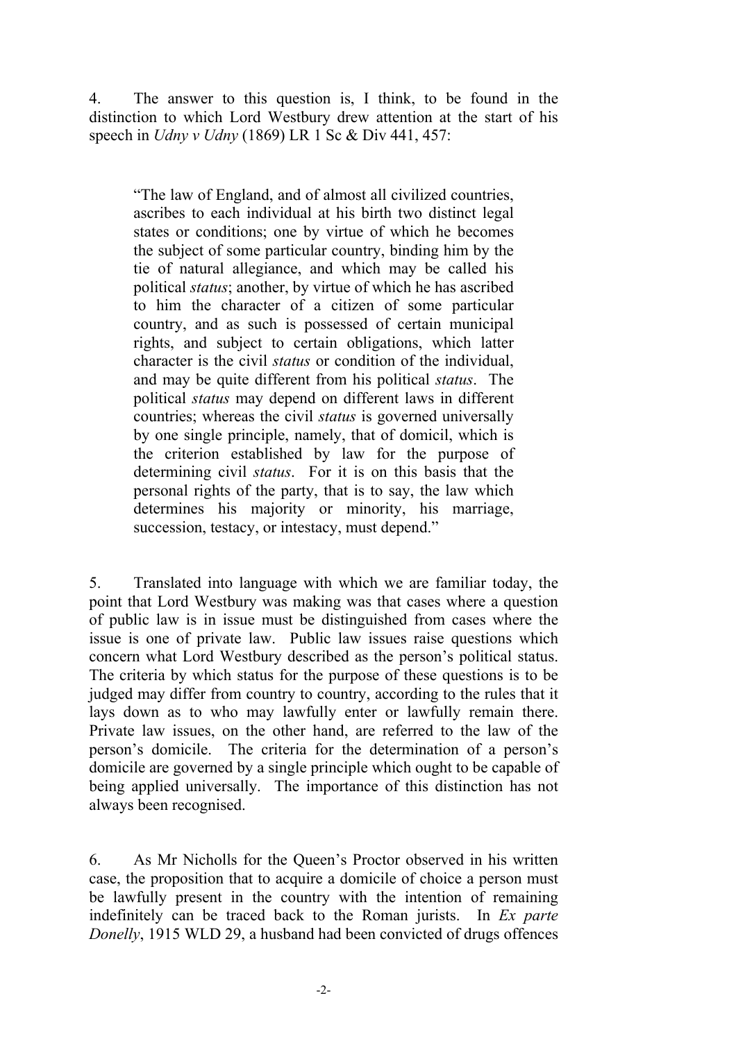4. The answer to this question is, I think, to be found in the distinction to which Lord Westbury drew attention at the start of his speech in *Udny v Udny* (1869) LR 1 Sc & Div 441, 457:

> "The law of England, and of almost all civilized countries, ascribes to each individual at his birth two distinct legal states or conditions; one by virtue of which he becomes the subject of some particular country, binding him by the tie of natural allegiance, and which may be called his political *status*; another, by virtue of which he has ascribed to him the character of a citizen of some particular country, and as such is possessed of certain municipal rights, and subject to certain obligations, which latter character is the civil *status* or condition of the individual, and may be quite different from his political *status*. The political *status* may depend on different laws in different countries; whereas the civil *status* is governed universally by one single principle, namely, that of domicil, which is the criterion established by law for the purpose of determining civil *status*. For it is on this basis that the personal rights of the party, that is to say, the law which determines his majority or minority, his marriage, succession, testacy, or intestacy, must depend."

5. Translated into language with which we are familiar today, the point that Lord Westbury was making was that cases where a question of public law is in issue must be distinguished from cases where the issue is one of private law. Public law issues raise questions which concern what Lord Westbury described as the person's political status. The criteria by which status for the purpose of these questions is to be judged may differ from country to country, according to the rules that it lays down as to who may lawfully enter or lawfully remain there. Private law issues, on the other hand, are referred to the law of the person's domicile. The criteria for the determination of a person's domicile are governed by a single principle which ought to be capable of being applied universally. The importance of this distinction has not always been recognised.

6. As Mr Nicholls for the Queen's Proctor observed in his written case, the proposition that to acquire a domicile of choice a person must be lawfully present in the country with the intention of remaining indefinitely can be traced back to the Roman jurists. In *Ex parte Donelly*, 1915 WLD 29, a husband had been convicted of drugs offences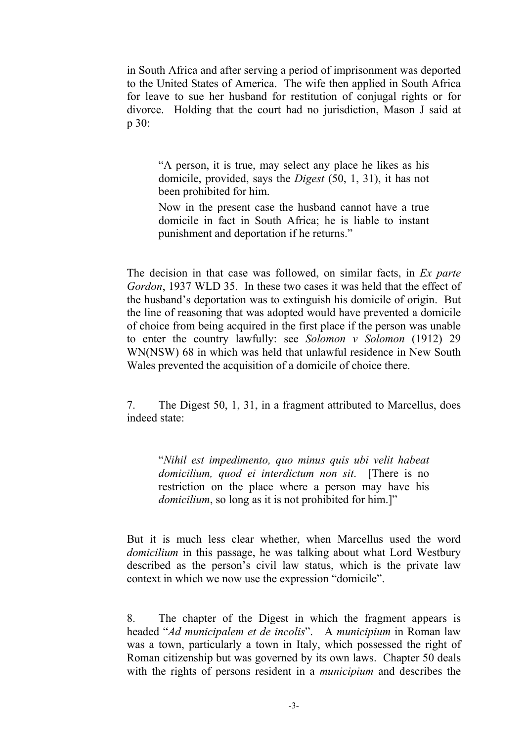in South Africa and after serving a period of imprisonment was deported to the United States of America. The wife then applied in South Africa for leave to sue her husband for restitution of conjugal rights or for divorce. Holding that the court had no jurisdiction, Mason J said at p 30:

> "A person, it is true, may select any place he likes as his domicile, provided, says the *Digest* (50, 1, 31), it has not been prohibited for him.
>
> Now in the present case the husband cannot have a true domicile in fact in South Africa; he is liable to instant punishment and deportation if he returns."

The decision in that case was followed, on similar facts, in *Ex parte Gordon*, 1937 WLD 35. In these two cases it was held that the effect of the husband's deportation was to extinguish his domicile of origin. But the line of reasoning that was adopted would have prevented a domicile of choice from being acquired in the first place if the person was unable to enter the country lawfully: see *Solomon v Solomon* (1912) 29 WN(NSW) 68 in which was held that unlawful residence in New South Wales prevented the acquisition of a domicile of choice there.

7. The Digest 50, 1, 31, in a fragment attributed to Marcellus, does indeed state:

> "*Nihil est impedimento, quo minus quis ubi velit habeat domicilium, quod ei interdictum non sit*. [There is no restriction on the place where a person may have his *domicilium*, so long as it is not prohibited for him.]"

But it is much less clear whether, when Marcellus used the word *domicilium* in this passage, he was talking about what Lord Westbury described as the person's civil law status, which is the private law context in which we now use the expression "domicile".

8. The chapter of the Digest in which the fragment appears is headed "*Ad municipalem et de incolis*". A *municipium* in Roman law was a town, particularly a town in Italy, which possessed the right of Roman citizenship but was governed by its own laws. Chapter 50 deals with the rights of persons resident in a *municipium* and describes the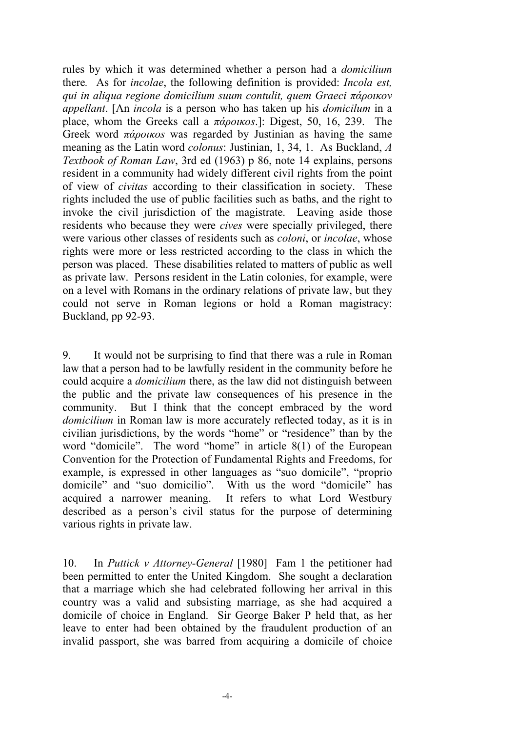rules by which it was determined whether a person had a *domicilium* there. As for *incolae*, the following definition is provided: *Incola est, qui in aliqua regione domicilium suum contulit, quem Graeci πάροικον appellant*. [An *incola* is a person who has taken up his *domicilum* in a place, whom the Greeks call a *πάροικος*.]: Digest, 50, 16, 239. The Greek word *πάροικος* was regarded by Justinian as having the same meaning as the Latin word *colonus*: Justinian, 1, 34, 1. As Buckland, *A Textbook of Roman Law*, 3rd ed (1963) p 86, note 14 explains, persons resident in a community had widely different civil rights from the point of view of *civitas* according to their classification in society. These rights included the use of public facilities such as baths, and the right to invoke the civil jurisdiction of the magistrate. Leaving aside those residents who because they were *cives* were specially privileged, there were various other classes of residents such as *coloni*, or *incolae*, whose rights were more or less restricted according to the class in which the person was placed. These disabilities related to matters of public as well as private law. Persons resident in the Latin colonies, for example, were on a level with Romans in the ordinary relations of private law, but they could not serve in Roman legions or hold a Roman magistracy: Buckland, pp 92-93.

9. It would not be surprising to find that there was a rule in Roman law that a person had to be lawfully resident in the community before he could acquire a *domicilium* there, as the law did not distinguish between the public and the private law consequences of his presence in the community. But I think that the concept embraced by the word *domicilium* in Roman law is more accurately reflected today, as it is in civilian jurisdictions, by the words "home" or "residence" than by the word "domicile". The word "home" in article 8(1) of the European Convention for the Protection of Fundamental Rights and Freedoms, for example, is expressed in other languages as "suo domicile", "proprio domicile" and "suo domicilio". With us the word "domicile" has acquired a narrower meaning. It refers to what Lord Westbury described as a person's civil status for the purpose of determining various rights in private law.

10. In *Puttick v Attorney-General* [1980] Fam 1 the petitioner had been permitted to enter the United Kingdom. She sought a declaration that a marriage which she had celebrated following her arrival in this country was a valid and subsisting marriage, as she had acquired a domicile of choice in England. Sir George Baker P held that, as her leave to enter had been obtained by the fraudulent production of an invalid passport, she was barred from acquiring a domicile of choice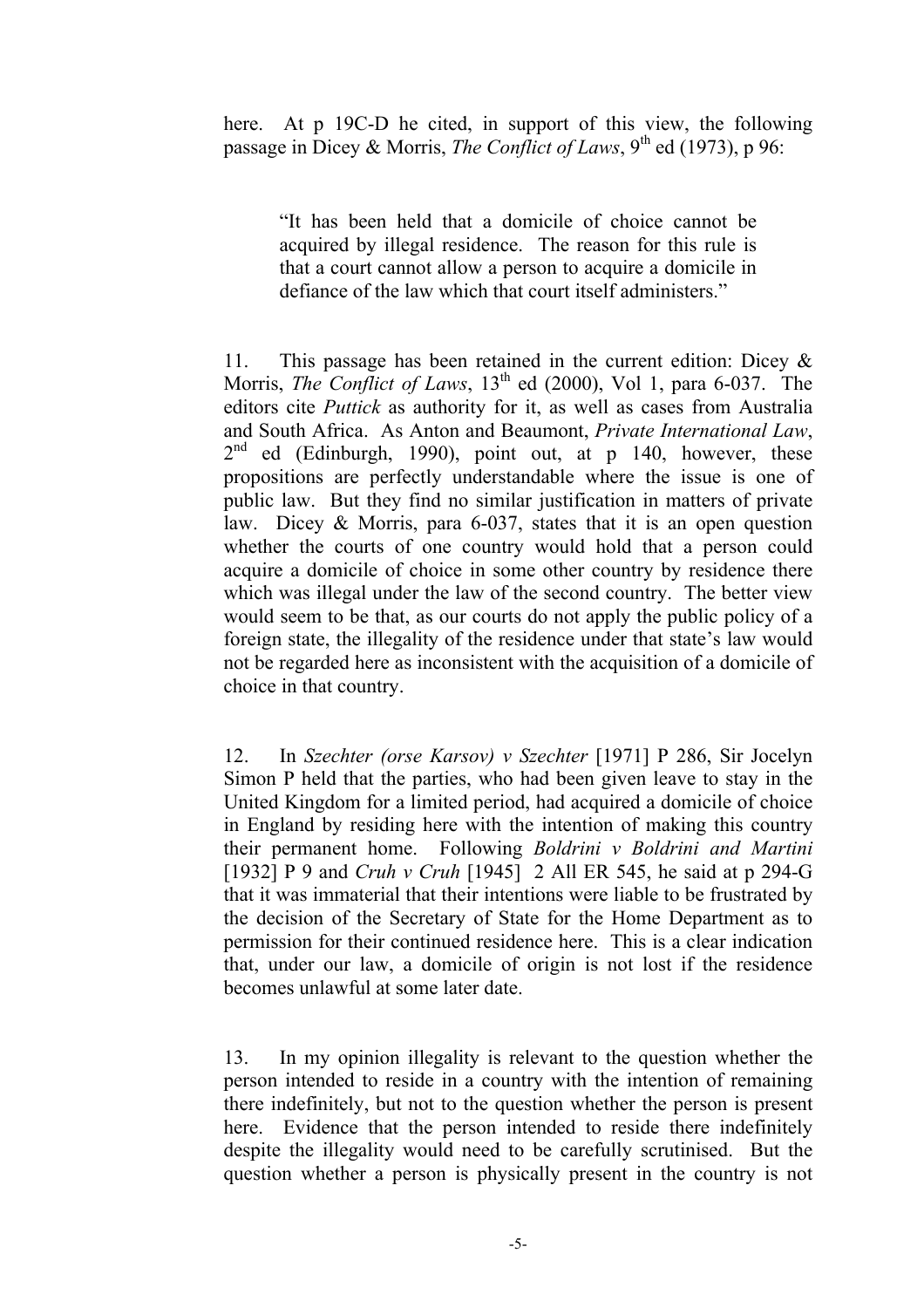here. At p 19C-D he cited, in support of this view, the following passage in Dicey & Morris, *The Conflict of Laws*, 9th ed (1973), p 96:

> "It has been held that a domicile of choice cannot be acquired by illegal residence. The reason for this rule is that a court cannot allow a person to acquire a domicile in defiance of the law which that court itself administers."

11. This passage has been retained in the current edition: Dicey & Morris, *The Conflict of Laws*, 13th ed (2000), Vol 1, para 6-037. The editors cite *Puttick* as authority for it, as well as cases from Australia and South Africa. As Anton and Beaumont, *Private International Law*, 2nd ed (Edinburgh, 1990), point out, at p 140, however, these propositions are perfectly understandable where the issue is one of public law. But they find no similar justification in matters of private law. Dicey & Morris, para 6-037, states that it is an open question whether the courts of one country would hold that a person could acquire a domicile of choice in some other country by residence there which was illegal under the law of the second country. The better view would seem to be that, as our courts do not apply the public policy of a foreign state, the illegality of the residence under that state's law would not be regarded here as inconsistent with the acquisition of a domicile of choice in that country.

12. In *Szechter (orse Karsov) v Szechter* [1971] P 286, Sir Jocelyn Simon P held that the parties, who had been given leave to stay in the United Kingdom for a limited period, had acquired a domicile of choice in England by residing here with the intention of making this country their permanent home. Following *Boldrini v Boldrini and Martini* [1932] P 9 and *Cruh v Cruh* [1945] 2 All ER 545, he said at p 294-G that it was immaterial that their intentions were liable to be frustrated by the decision of the Secretary of State for the Home Department as to permission for their continued residence here. This is a clear indication that, under our law, a domicile of origin is not lost if the residence becomes unlawful at some later date.

13. In my opinion illegality is relevant to the question whether the person intended to reside in a country with the intention of remaining there indefinitely, but not to the question whether the person is present here. Evidence that the person intended to reside there indefinitely despite the illegality would need to be carefully scrutinised. But the question whether a person is physically present in the country is not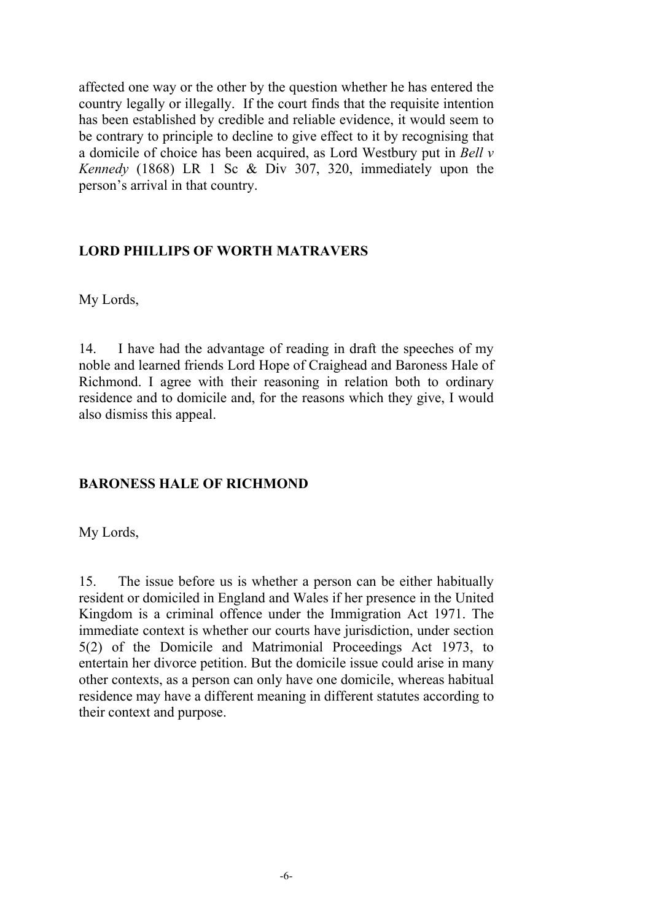affected one way or the other by the question whether he has entered the country legally or illegally. If the court finds that the requisite intention has been established by credible and reliable evidence, it would seem to be contrary to principle to decline to give effect to it by recognising that a domicile of choice has been acquired, as Lord Westbury put in *Bell v Kennedy* (1868) LR 1 Sc & Div 307, 320, immediately upon the person's arrival in that country.

## LORD PHILLIPS OF WORTH MATRAVERS

My Lords,

14. I have had the advantage of reading in draft the speeches of my noble and learned friends Lord Hope of Craighead and Baroness Hale of Richmond. I agree with their reasoning in relation both to ordinary residence and to domicile and, for the reasons which they give, I would also dismiss this appeal.

## BARONESS HALE OF RICHMOND

My Lords,

15. The issue before us is whether a person can be either habitually resident or domiciled in England and Wales if her presence in the United Kingdom is a criminal offence under the Immigration Act 1971. The immediate context is whether our courts have jurisdiction, under section 5(2) of the Domicile and Matrimonial Proceedings Act 1973, to entertain her divorce petition. But the domicile issue could arise in many other contexts, as a person can only have one domicile, whereas habitual residence may have a different meaning in different statutes according to their context and purpose.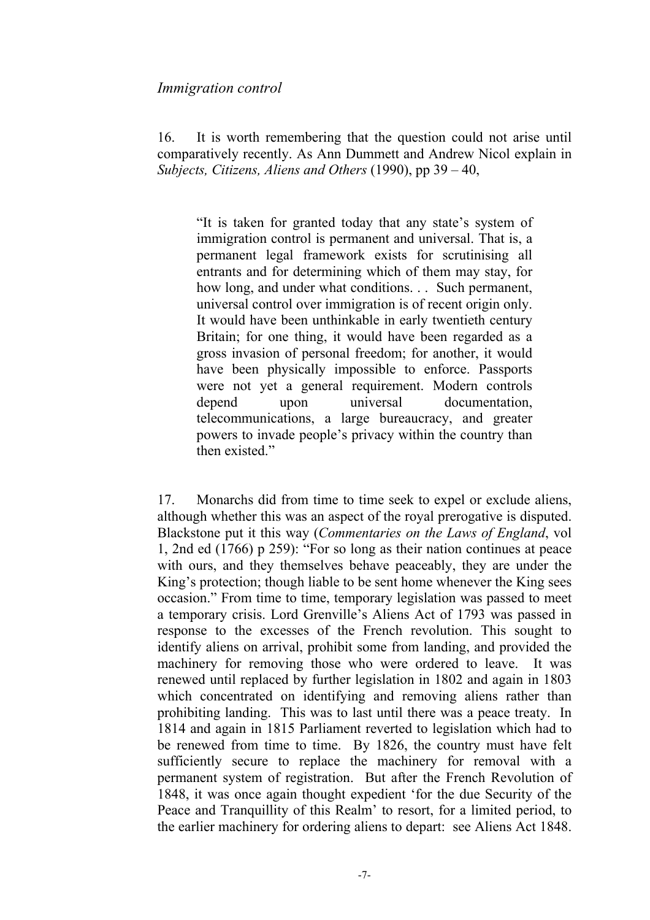*Immigration control*

16. It is worth remembering that the question could not arise until comparatively recently. As Ann Dummett and Andrew Nicol explain in *Subjects, Citizens, Aliens and Others* (1990), pp 39 – 40,

> "It is taken for granted today that any state's system of immigration control is permanent and universal. That is, a permanent legal framework exists for scrutinising all entrants and for determining which of them may stay, for how long, and under what conditions. . . Such permanent, universal control over immigration is of recent origin only. It would have been unthinkable in early twentieth century Britain; for one thing, it would have been regarded as a gross invasion of personal freedom; for another, it would have been physically impossible to enforce. Passports were not yet a general requirement. Modern controls depend upon universal documentation, telecommunications, a large bureaucracy, and greater powers to invade people's privacy within the country than then existed."

17. Monarchs did from time to time seek to expel or exclude aliens, although whether this was an aspect of the royal prerogative is disputed. Blackstone put it this way (*Commentaries on the Laws of England*, vol 1, 2nd ed (1766) p 259): "For so long as their nation continues at peace with ours, and they themselves behave peaceably, they are under the King's protection; though liable to be sent home whenever the King sees occasion." From time to time, temporary legislation was passed to meet a temporary crisis. Lord Grenville's Aliens Act of 1793 was passed in response to the excesses of the French revolution. This sought to identify aliens on arrival, prohibit some from landing, and provided the machinery for removing those who were ordered to leave. It was renewed until replaced by further legislation in 1802 and again in 1803 which concentrated on identifying and removing aliens rather than prohibiting landing. This was to last until there was a peace treaty. In 1814 and again in 1815 Parliament reverted to legislation which had to be renewed from time to time. By 1826, the country must have felt sufficiently secure to replace the machinery for removal with a permanent system of registration. But after the French Revolution of 1848, it was once again thought expedient 'for the due Security of the Peace and Tranquillity of this Realm' to resort, for a limited period, to the earlier machinery for ordering aliens to depart: see Aliens Act 1848.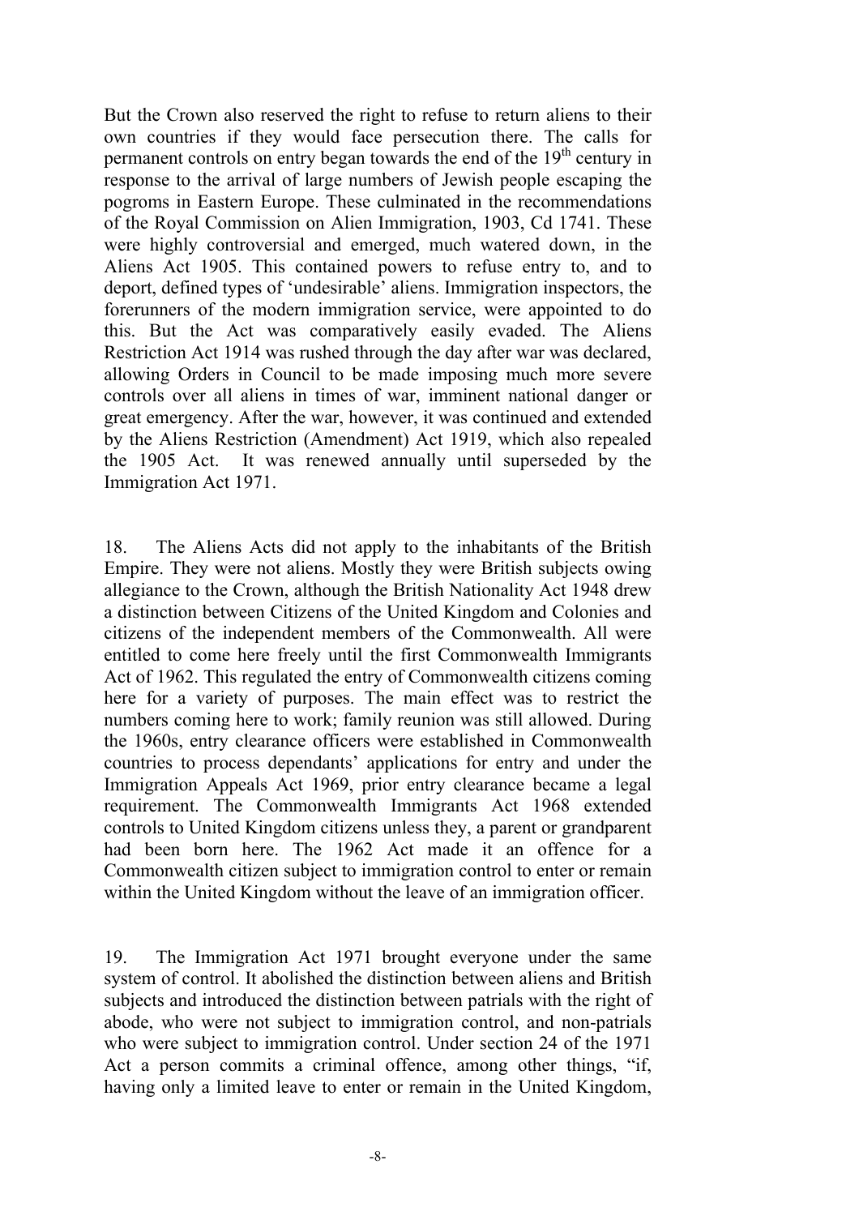But the Crown also reserved the right to refuse to return aliens to their own countries if they would face persecution there. The calls for permanent controls on entry began towards the end of the 19th century in response to the arrival of large numbers of Jewish people escaping the pogroms in Eastern Europe. These culminated in the recommendations of the Royal Commission on Alien Immigration, 1903, Cd 1741. These were highly controversial and emerged, much watered down, in the Aliens Act 1905. This contained powers to refuse entry to, and to deport, defined types of 'undesirable' aliens. Immigration inspectors, the forerunners of the modern immigration service, were appointed to do this. But the Act was comparatively easily evaded. The Aliens Restriction Act 1914 was rushed through the day after war was declared, allowing Orders in Council to be made imposing much more severe controls over all aliens in times of war, imminent national danger or great emergency. After the war, however, it was continued and extended by the Aliens Restriction (Amendment) Act 1919, which also repealed the 1905 Act. It was renewed annually until superseded by the Immigration Act 1971.

18. The Aliens Acts did not apply to the inhabitants of the British Empire. They were not aliens. Mostly they were British subjects owing allegiance to the Crown, although the British Nationality Act 1948 drew a distinction between Citizens of the United Kingdom and Colonies and citizens of the independent members of the Commonwealth. All were entitled to come here freely until the first Commonwealth Immigrants Act of 1962. This regulated the entry of Commonwealth citizens coming here for a variety of purposes. The main effect was to restrict the numbers coming here to work; family reunion was still allowed. During the 1960s, entry clearance officers were established in Commonwealth countries to process dependants' applications for entry and under the Immigration Appeals Act 1969, prior entry clearance became a legal requirement. The Commonwealth Immigrants Act 1968 extended controls to United Kingdom citizens unless they, a parent or grandparent had been born here. The 1962 Act made it an offence for a Commonwealth citizen subject to immigration control to enter or remain within the United Kingdom without the leave of an immigration officer.

19. The Immigration Act 1971 brought everyone under the same system of control. It abolished the distinction between aliens and British subjects and introduced the distinction between patrials with the right of abode, who were not subject to immigration control, and non-patrials who were subject to immigration control. Under section 24 of the 1971 Act a person commits a criminal offence, among other things, "if, having only a limited leave to enter or remain in the United Kingdom,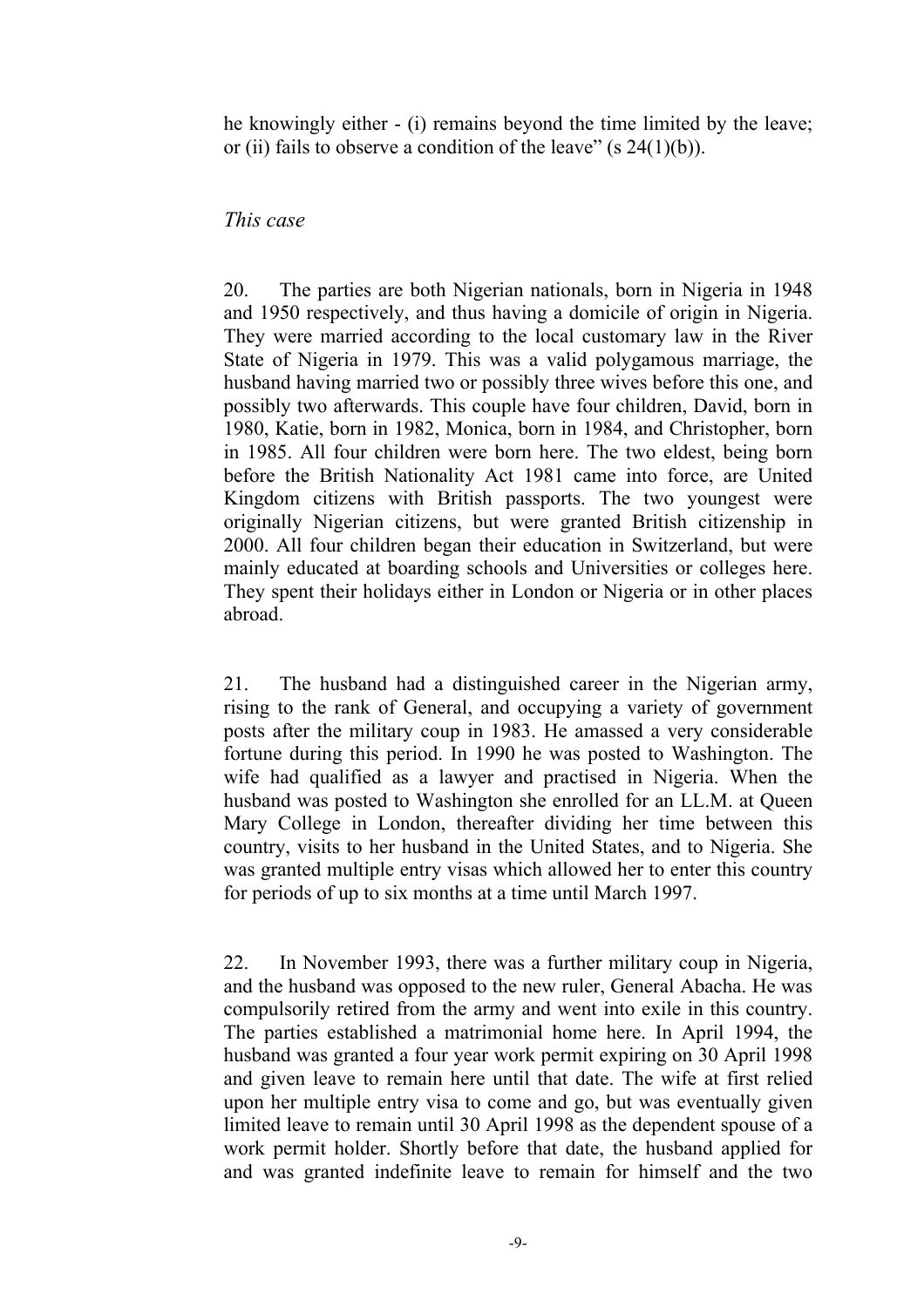he knowingly either - (i) remains beyond the time limited by the leave; or (ii) fails to observe a condition of the leave" (s 24(1)(b)).

*This case*

20. The parties are both Nigerian nationals, born in Nigeria in 1948 and 1950 respectively, and thus having a domicile of origin in Nigeria. They were married according to the local customary law in the River State of Nigeria in 1979. This was a valid polygamous marriage, the husband having married two or possibly three wives before this one, and possibly two afterwards. This couple have four children, David, born in 1980, Katie, born in 1982, Monica, born in 1984, and Christopher, born in 1985. All four children were born here. The two eldest, being born before the British Nationality Act 1981 came into force, are United Kingdom citizens with British passports. The two youngest were originally Nigerian citizens, but were granted British citizenship in 2000. All four children began their education in Switzerland, but were mainly educated at boarding schools and Universities or colleges here. They spent their holidays either in London or Nigeria or in other places abroad.

21. The husband had a distinguished career in the Nigerian army, rising to the rank of General, and occupying a variety of government posts after the military coup in 1983. He amassed a very considerable fortune during this period. In 1990 he was posted to Washington. The wife had qualified as a lawyer and practised in Nigeria. When the husband was posted to Washington she enrolled for an LL.M. at Queen Mary College in London, thereafter dividing her time between this country, visits to her husband in the United States, and to Nigeria. She was granted multiple entry visas which allowed her to enter this country for periods of up to six months at a time until March 1997.

22. In November 1993, there was a further military coup in Nigeria, and the husband was opposed to the new ruler, General Abacha. He was compulsorily retired from the army and went into exile in this country. The parties established a matrimonial home here. In April 1994, the husband was granted a four year work permit expiring on 30 April 1998 and given leave to remain here until that date. The wife at first relied upon her multiple entry visa to come and go, but was eventually given limited leave to remain until 30 April 1998 as the dependent spouse of a work permit holder. Shortly before that date, the husband applied for and was granted indefinite leave to remain for himself and the two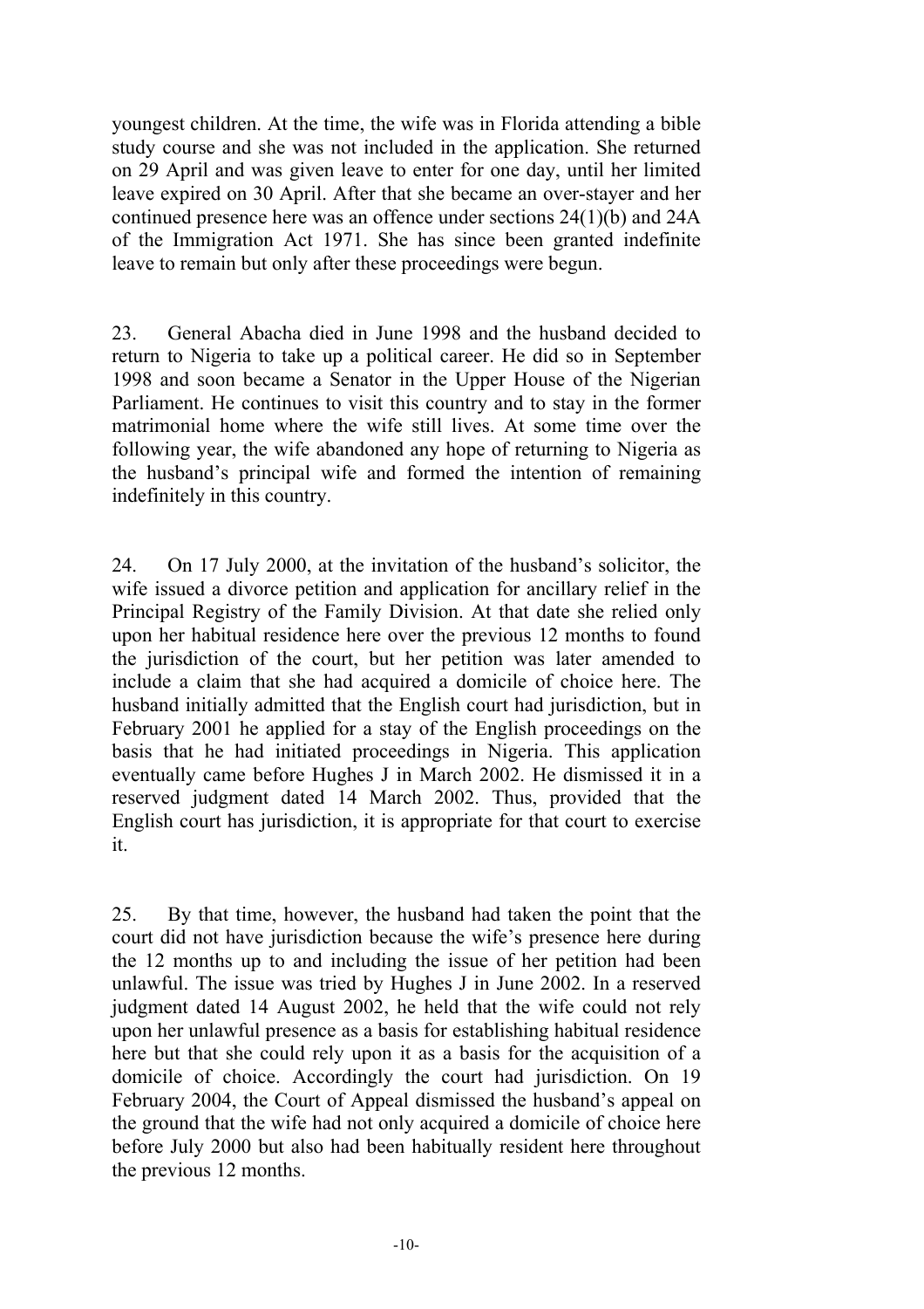youngest children. At the time, the wife was in Florida attending a bible study course and she was not included in the application. She returned on 29 April and was given leave to enter for one day, until her limited leave expired on 30 April. After that she became an over-stayer and her continued presence here was an offence under sections 24(1)(b) and 24A of the Immigration Act 1971. She has since been granted indefinite leave to remain but only after these proceedings were begun.

23. General Abacha died in June 1998 and the husband decided to return to Nigeria to take up a political career. He did so in September 1998 and soon became a Senator in the Upper House of the Nigerian Parliament. He continues to visit this country and to stay in the former matrimonial home where the wife still lives. At some time over the following year, the wife abandoned any hope of returning to Nigeria as the husband's principal wife and formed the intention of remaining indefinitely in this country.

24. On 17 July 2000, at the invitation of the husband's solicitor, the wife issued a divorce petition and application for ancillary relief in the Principal Registry of the Family Division. At that date she relied only upon her habitual residence here over the previous 12 months to found the jurisdiction of the court, but her petition was later amended to include a claim that she had acquired a domicile of choice here. The husband initially admitted that the English court had jurisdiction, but in February 2001 he applied for a stay of the English proceedings on the basis that he had initiated proceedings in Nigeria. This application eventually came before Hughes J in March 2002. He dismissed it in a reserved judgment dated 14 March 2002. Thus, provided that the English court has jurisdiction, it is appropriate for that court to exercise it.

25. By that time, however, the husband had taken the point that the court did not have jurisdiction because the wife's presence here during the 12 months up to and including the issue of her petition had been unlawful. The issue was tried by Hughes J in June 2002. In a reserved judgment dated 14 August 2002, he held that the wife could not rely upon her unlawful presence as a basis for establishing habitual residence here but that she could rely upon it as a basis for the acquisition of a domicile of choice. Accordingly the court had jurisdiction. On 19 February 2004, the Court of Appeal dismissed the husband's appeal on the ground that the wife had not only acquired a domicile of choice here before July 2000 but also had been habitually resident here throughout the previous 12 months.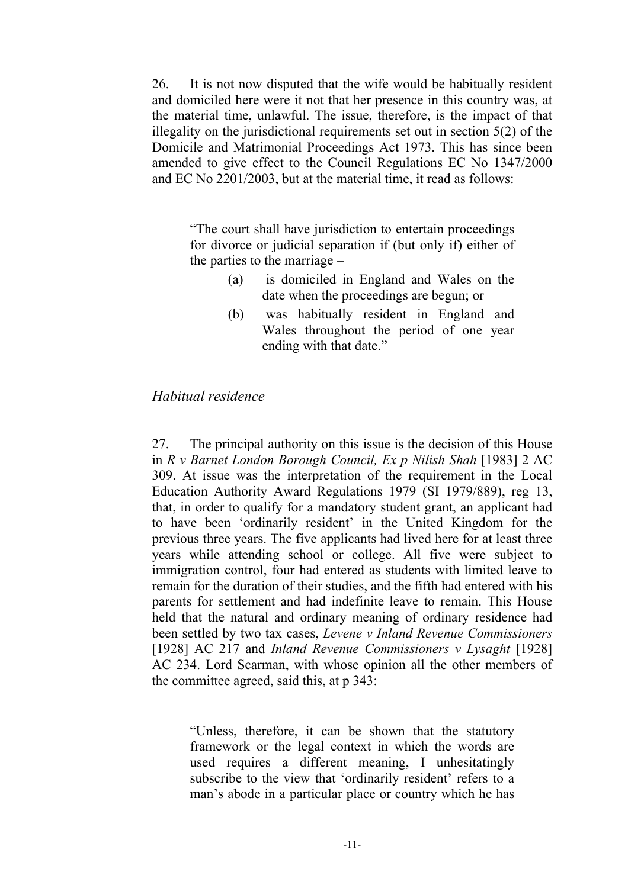26. It is not now disputed that the wife would be habitually resident and domiciled here were it not that her presence in this country was, at the material time, unlawful. The issue, therefore, is the impact of that illegality on the jurisdictional requirements set out in section 5(2) of the Domicile and Matrimonial Proceedings Act 1973. This has since been amended to give effect to the Council Regulations EC No 1347/2000 and EC No 2201/2003, but at the material time, it read as follows:

> "The court shall have jurisdiction to entertain proceedings for divorce or judicial separation if (but only if) either of the parties to the marriage –
>
> (a) is domiciled in England and Wales on the date when the proceedings are begun; or
>
> (b) was habitually resident in England and Wales throughout the period of one year ending with that date."

*Habitual residence*

27. The principal authority on this issue is the decision of this House in *R v Barnet London Borough Council, Ex p Nilish Shah* [1983] 2 AC 309. At issue was the interpretation of the requirement in the Local Education Authority Award Regulations 1979 (SI 1979/889), reg 13, that, in order to qualify for a mandatory student grant, an applicant had to have been 'ordinarily resident' in the United Kingdom for the previous three years. The five applicants had lived here for at least three years while attending school or college. All five were subject to immigration control, four had entered as students with limited leave to remain for the duration of their studies, and the fifth had entered with his parents for settlement and had indefinite leave to remain. This House held that the natural and ordinary meaning of ordinary residence had been settled by two tax cases, *Levene v Inland Revenue Commissioners* [1928] AC 217 and *Inland Revenue Commissioners v Lysaght* [1928] AC 234. Lord Scarman, with whose opinion all the other members of the committee agreed, said this, at p 343:

> "Unless, therefore, it can be shown that the statutory framework or the legal context in which the words are used requires a different meaning, I unhesitatingly subscribe to the view that 'ordinarily resident' refers to a man's abode in a particular place or country which he has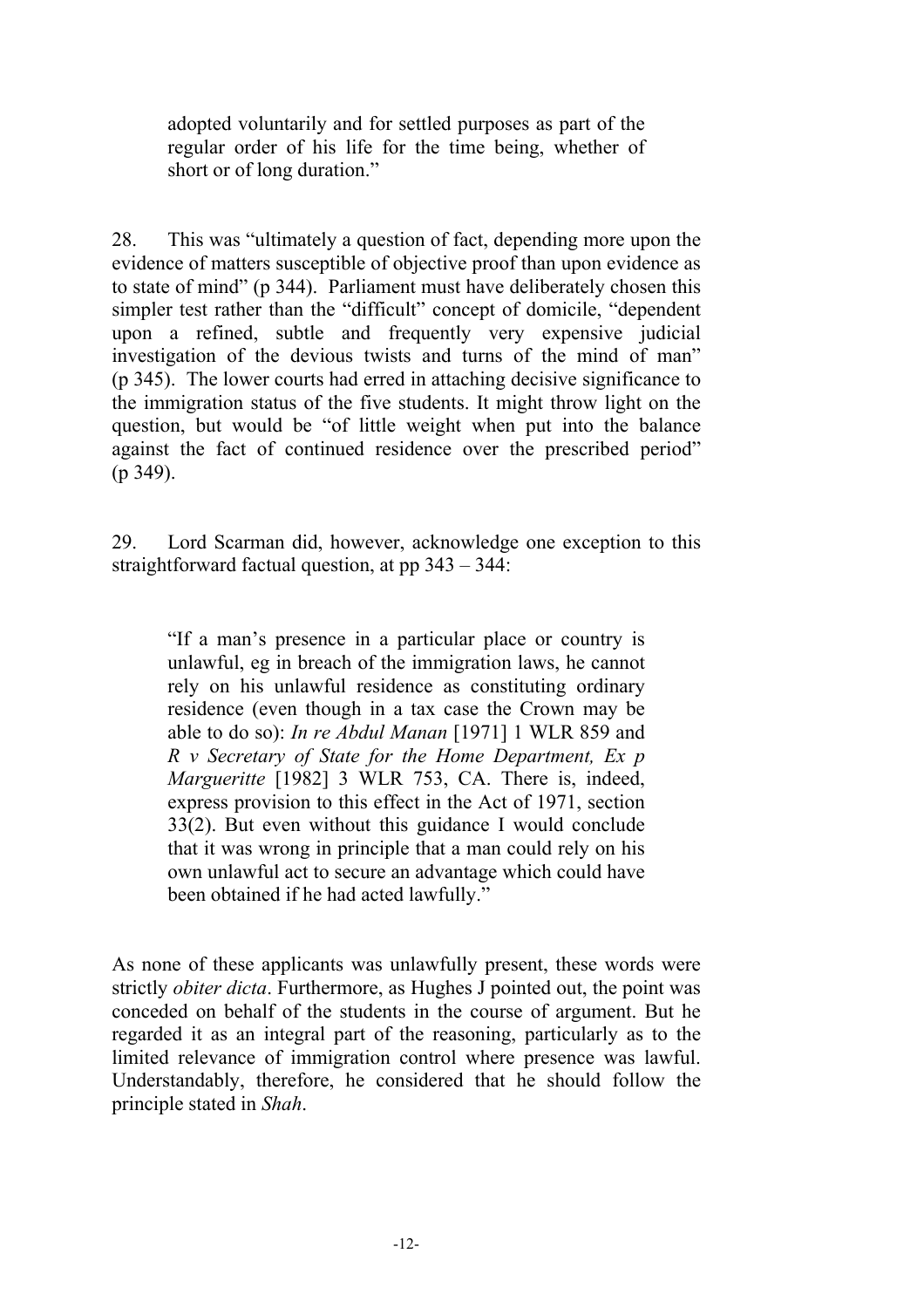> adopted voluntarily and for settled purposes as part of the regular order of his life for the time being, whether of short or of long duration."

28. This was "ultimately a question of fact, depending more upon the evidence of matters susceptible of objective proof than upon evidence as to state of mind" (p 344). Parliament must have deliberately chosen this simpler test rather than the "difficult" concept of domicile, "dependent upon a refined, subtle and frequently very expensive judicial investigation of the devious twists and turns of the mind of man" (p 345). The lower courts had erred in attaching decisive significance to the immigration status of the five students. It might throw light on the question, but would be "of little weight when put into the balance against the fact of continued residence over the prescribed period" (p 349).

29. Lord Scarman did, however, acknowledge one exception to this straightforward factual question, at pp 343 – 344:

> "If a man's presence in a particular place or country is unlawful, eg in breach of the immigration laws, he cannot rely on his unlawful residence as constituting ordinary residence (even though in a tax case the Crown may be able to do so): *In re Abdul Manan* [1971] 1 WLR 859 and *R v Secretary of State for the Home Department, Ex p Margueritte* [1982] 3 WLR 753, CA. There is, indeed, express provision to this effect in the Act of 1971, section 33(2). But even without this guidance I would conclude that it was wrong in principle that a man could rely on his own unlawful act to secure an advantage which could have been obtained if he had acted lawfully."

As none of these applicants was unlawfully present, these words were strictly *obiter dicta*. Furthermore, as Hughes J pointed out, the point was conceded on behalf of the students in the course of argument. But he regarded it as an integral part of the reasoning, particularly as to the limited relevance of immigration control where presence was lawful. Understandably, therefore, he considered that he should follow the principle stated in *Shah*.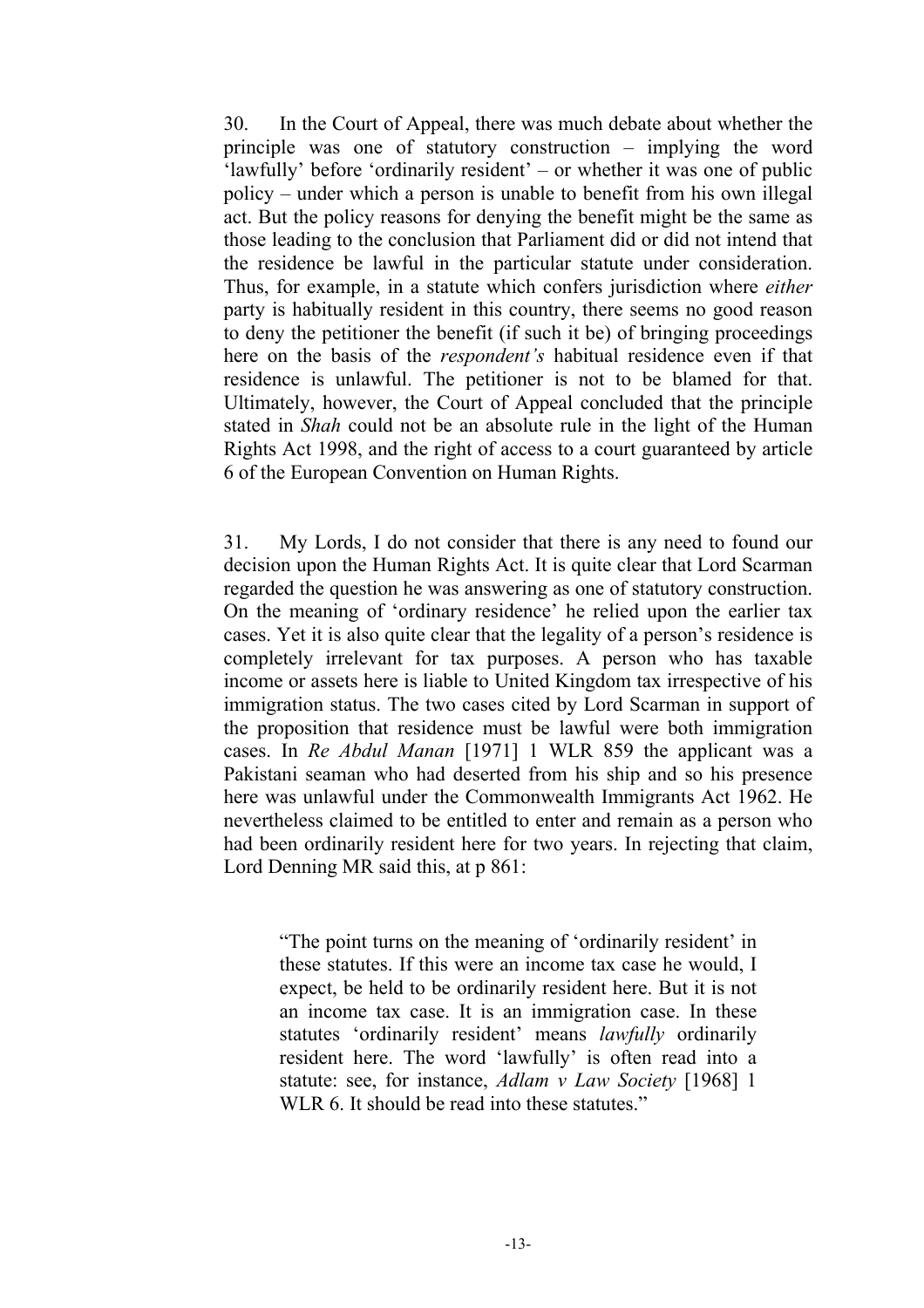30. In the Court of Appeal, there was much debate about whether the principle was one of statutory construction – implying the word 'lawfully' before 'ordinarily resident' – or whether it was one of public policy – under which a person is unable to benefit from his own illegal act. But the policy reasons for denying the benefit might be the same as those leading to the conclusion that Parliament did or did not intend that the residence be lawful in the particular statute under consideration. Thus, for example, in a statute which confers jurisdiction where *either* party is habitually resident in this country, there seems no good reason to deny the petitioner the benefit (if such it be) of bringing proceedings here on the basis of the *respondent's* habitual residence even if that residence is unlawful. The petitioner is not to be blamed for that. Ultimately, however, the Court of Appeal concluded that the principle stated in *Shah* could not be an absolute rule in the light of the Human Rights Act 1998, and the right of access to a court guaranteed by article 6 of the European Convention on Human Rights.

31. My Lords, I do not consider that there is any need to found our decision upon the Human Rights Act. It is quite clear that Lord Scarman regarded the question he was answering as one of statutory construction. On the meaning of 'ordinary residence' he relied upon the earlier tax cases. Yet it is also quite clear that the legality of a person's residence is completely irrelevant for tax purposes. A person who has taxable income or assets here is liable to United Kingdom tax irrespective of his immigration status. The two cases cited by Lord Scarman in support of the proposition that residence must be lawful were both immigration cases. In *Re Abdul Manan* [1971] 1 WLR 859 the applicant was a Pakistani seaman who had deserted from his ship and so his presence here was unlawful under the Commonwealth Immigrants Act 1962. He nevertheless claimed to be entitled to enter and remain as a person who had been ordinarily resident here for two years. In rejecting that claim, Lord Denning MR said this, at p 861:

> "The point turns on the meaning of 'ordinarily resident' in these statutes. If this were an income tax case he would, I expect, be held to be ordinarily resident here. But it is not an income tax case. It is an immigration case. In these statutes 'ordinarily resident' means *lawfully* ordinarily resident here. The word 'lawfully' is often read into a statute: see, for instance, *Adlam v Law Society* [1968] 1 WLR 6. It should be read into these statutes."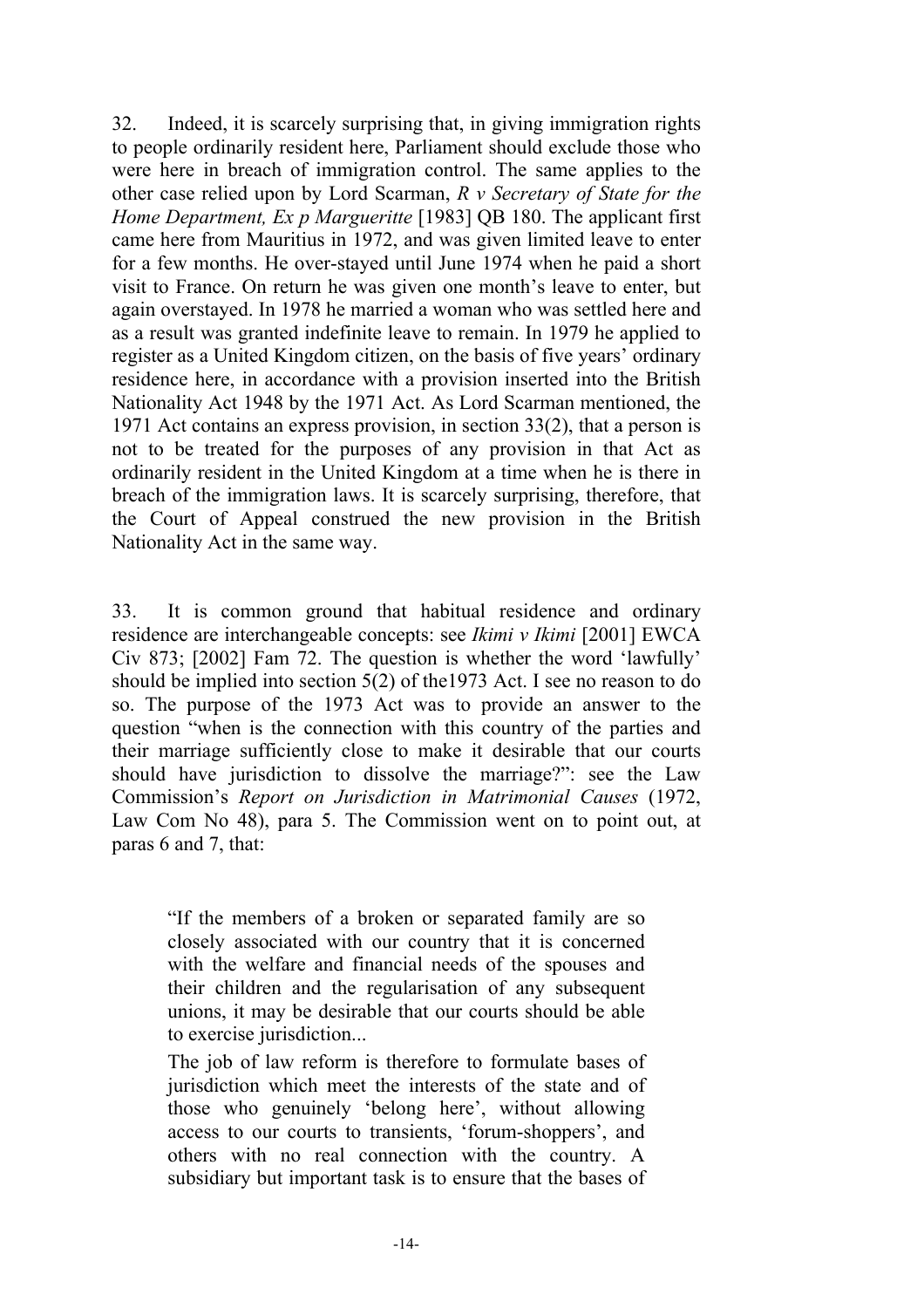32. Indeed, it is scarcely surprising that, in giving immigration rights to people ordinarily resident here, Parliament should exclude those who were here in breach of immigration control. The same applies to the other case relied upon by Lord Scarman, *R v Secretary of State for the Home Department, Ex p Margueritte* [1983] QB 180. The applicant first came here from Mauritius in 1972, and was given limited leave to enter for a few months. He over-stayed until June 1974 when he paid a short visit to France. On return he was given one month's leave to enter, but again overstayed. In 1978 he married a woman who was settled here and as a result was granted indefinite leave to remain. In 1979 he applied to register as a United Kingdom citizen, on the basis of five years' ordinary residence here, in accordance with a provision inserted into the British Nationality Act 1948 by the 1971 Act. As Lord Scarman mentioned, the 1971 Act contains an express provision, in section 33(2), that a person is not to be treated for the purposes of any provision in that Act as ordinarily resident in the United Kingdom at a time when he is there in breach of the immigration laws. It is scarcely surprising, therefore, that the Court of Appeal construed the new provision in the British Nationality Act in the same way.

33. It is common ground that habitual residence and ordinary residence are interchangeable concepts: see *Ikimi v Ikimi* [2001] EWCA Civ 873; [2002] Fam 72. The question is whether the word 'lawfully' should be implied into section 5(2) of the1973 Act. I see no reason to do so. The purpose of the 1973 Act was to provide an answer to the question "when is the connection with this country of the parties and their marriage sufficiently close to make it desirable that our courts should have jurisdiction to dissolve the marriage?": see the Law Commission's *Report on Jurisdiction in Matrimonial Causes* (1972, Law Com No 48), para 5. The Commission went on to point out, at paras 6 and 7, that:

> "If the members of a broken or separated family are so closely associated with our country that it is concerned with the welfare and financial needs of the spouses and their children and the regularisation of any subsequent unions, it may be desirable that our courts should be able to exercise jurisdiction...
>
> The job of law reform is therefore to formulate bases of jurisdiction which meet the interests of the state and of those who genuinely 'belong here', without allowing access to our courts to transients, 'forum-shoppers', and others with no real connection with the country. A subsidiary but important task is to ensure that the bases of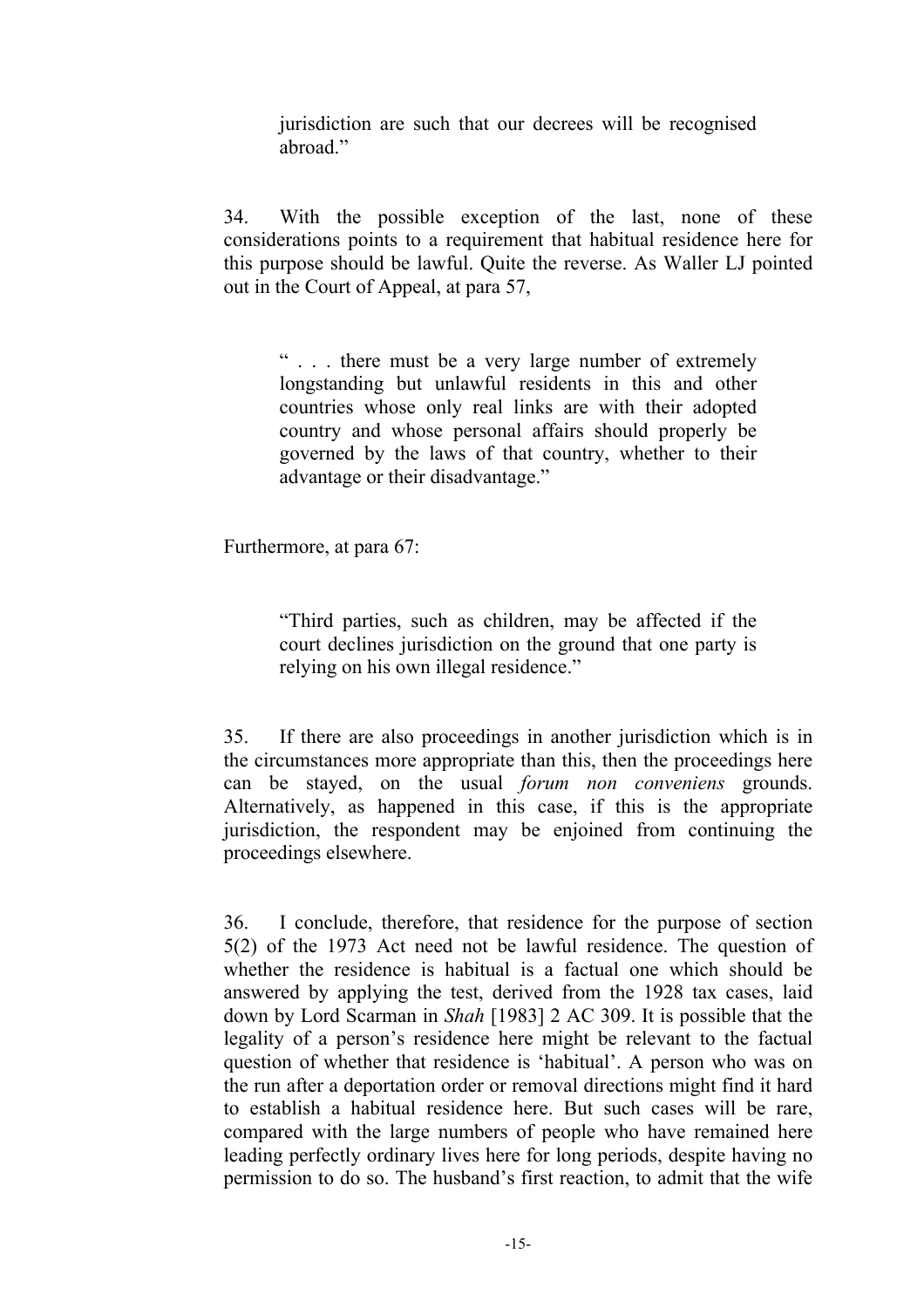jurisdiction are such that our decrees will be recognised abroad."

34. With the possible exception of the last, none of these considerations points to a requirement that habitual residence here for this purpose should be lawful. Quite the reverse. As Waller LJ pointed out in the Court of Appeal, at para 57,

> " . . . there must be a very large number of extremely longstanding but unlawful residents in this and other countries whose only real links are with their adopted country and whose personal affairs should properly be governed by the laws of that country, whether to their advantage or their disadvantage."

Furthermore, at para 67:

> "Third parties, such as children, may be affected if the court declines jurisdiction on the ground that one party is relying on his own illegal residence."

35. If there are also proceedings in another jurisdiction which is in the circumstances more appropriate than this, then the proceedings here can be stayed, on the usual *forum non conveniens* grounds. Alternatively, as happened in this case, if this is the appropriate jurisdiction, the respondent may be enjoined from continuing the proceedings elsewhere.

36. I conclude, therefore, that residence for the purpose of section 5(2) of the 1973 Act need not be lawful residence. The question of whether the residence is habitual is a factual one which should be answered by applying the test, derived from the 1928 tax cases, laid down by Lord Scarman in *Shah* [1983] 2 AC 309. It is possible that the legality of a person's residence here might be relevant to the factual question of whether that residence is 'habitual'. A person who was on the run after a deportation order or removal directions might find it hard to establish a habitual residence here. But such cases will be rare, compared with the large numbers of people who have remained here leading perfectly ordinary lives here for long periods, despite having no permission to do so. The husband's first reaction, to admit that the wife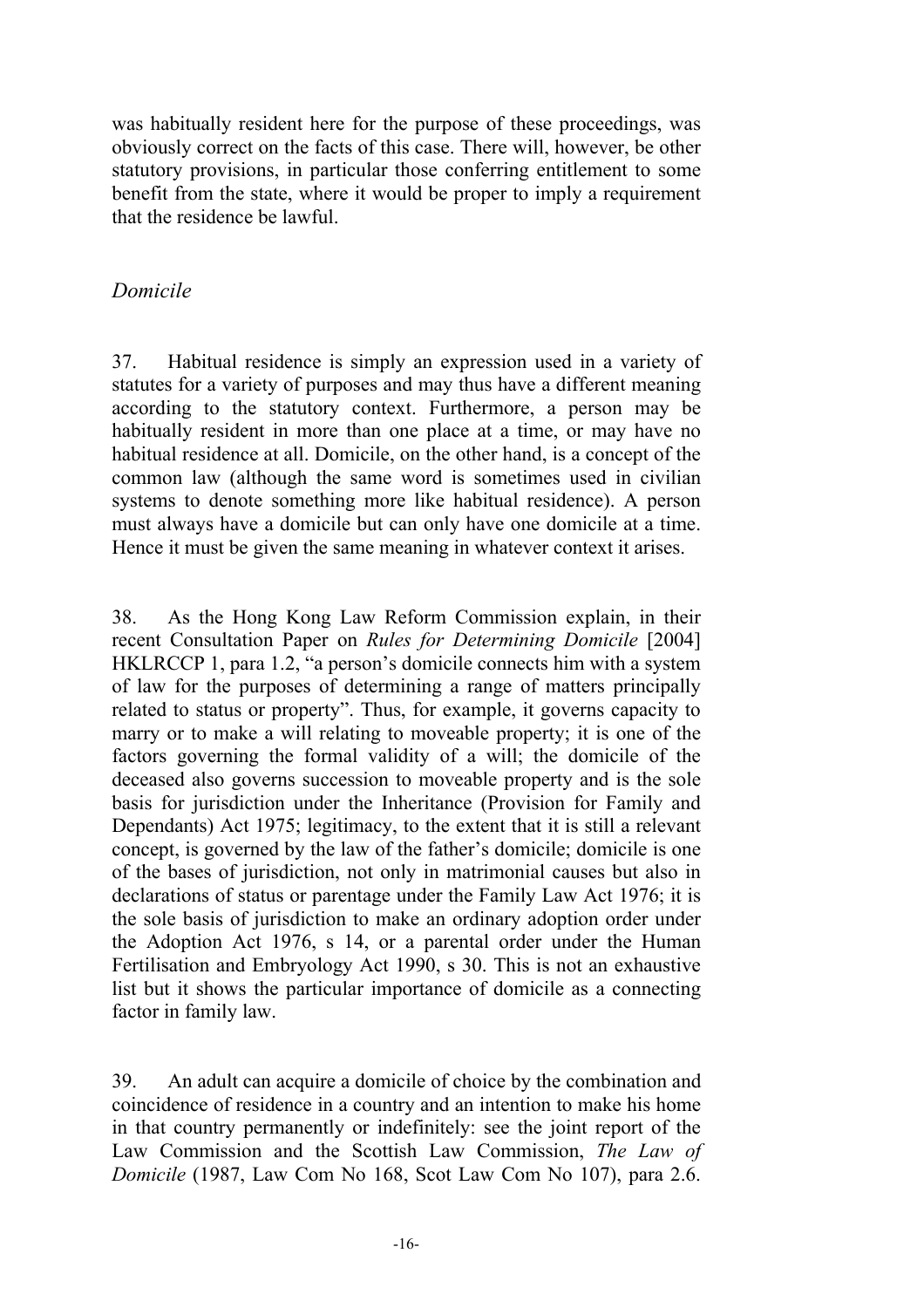was habitually resident here for the purpose of these proceedings, was obviously correct on the facts of this case. There will, however, be other statutory provisions, in particular those conferring entitlement to some benefit from the state, where it would be proper to imply a requirement that the residence be lawful.

*Domicile*

37. Habitual residence is simply an expression used in a variety of statutes for a variety of purposes and may thus have a different meaning according to the statutory context. Furthermore, a person may be habitually resident in more than one place at a time, or may have no habitual residence at all. Domicile, on the other hand, is a concept of the common law (although the same word is sometimes used in civilian systems to denote something more like habitual residence). A person must always have a domicile but can only have one domicile at a time. Hence it must be given the same meaning in whatever context it arises.

38. As the Hong Kong Law Reform Commission explain, in their recent Consultation Paper on *Rules for Determining Domicile* [2004] HKLRCCP 1, para 1.2, "a person's domicile connects him with a system of law for the purposes of determining a range of matters principally related to status or property". Thus, for example, it governs capacity to marry or to make a will relating to moveable property; it is one of the factors governing the formal validity of a will; the domicile of the deceased also governs succession to moveable property and is the sole basis for jurisdiction under the Inheritance (Provision for Family and Dependants) Act 1975; legitimacy, to the extent that it is still a relevant concept, is governed by the law of the father's domicile; domicile is one of the bases of jurisdiction, not only in matrimonial causes but also in declarations of status or parentage under the Family Law Act 1976; it is the sole basis of jurisdiction to make an ordinary adoption order under the Adoption Act 1976, s 14, or a parental order under the Human Fertilisation and Embryology Act 1990, s 30. This is not an exhaustive list but it shows the particular importance of domicile as a connecting factor in family law.

39. An adult can acquire a domicile of choice by the combination and coincidence of residence in a country and an intention to make his home in that country permanently or indefinitely: see the joint report of the Law Commission and the Scottish Law Commission, *The Law of Domicile* (1987, Law Com No 168, Scot Law Com No 107), para 2.6.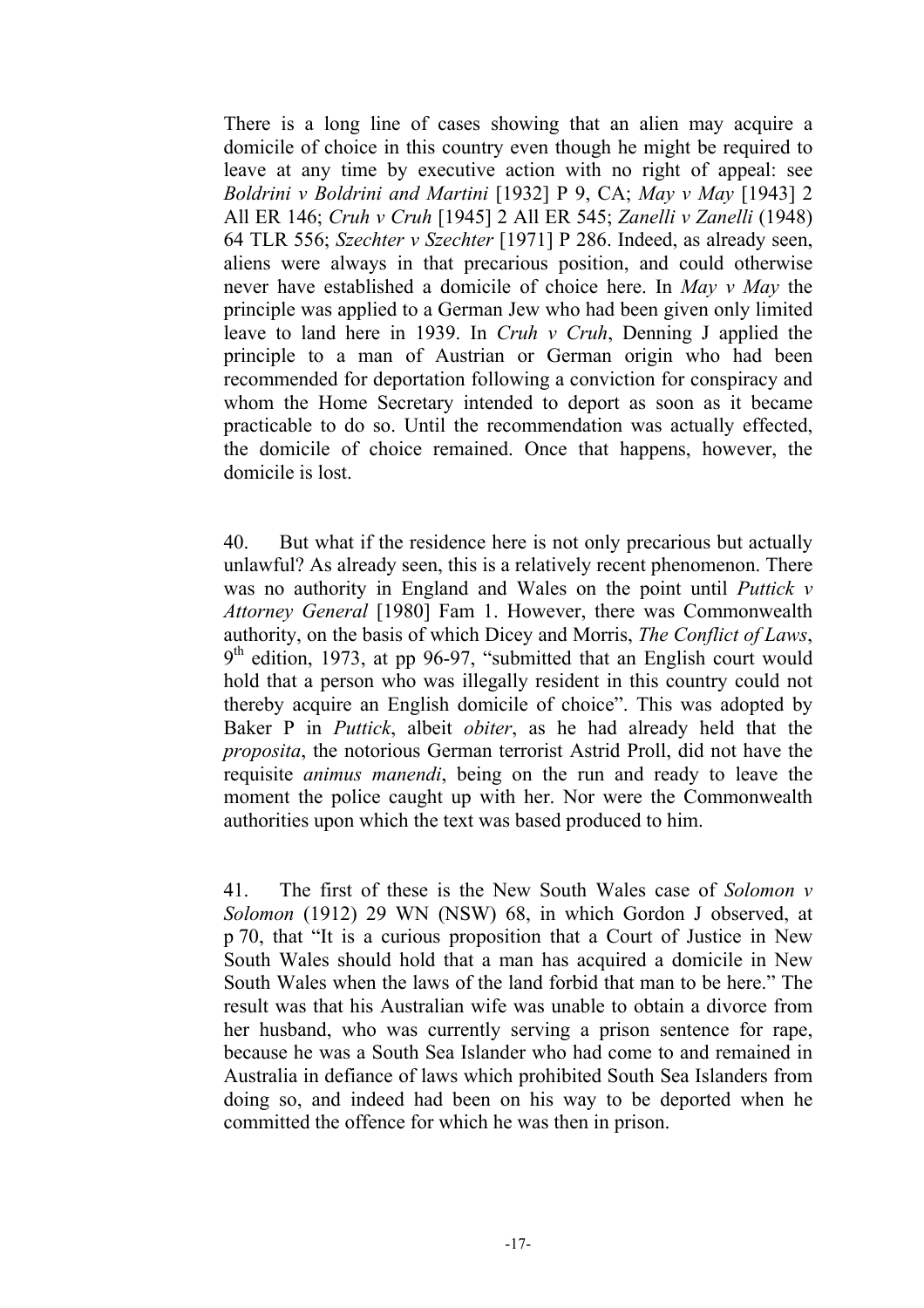There is a long line of cases showing that an alien may acquire a domicile of choice in this country even though he might be required to leave at any time by executive action with no right of appeal: see *Boldrini v Boldrini and Martini* [1932] P 9, CA; *May v May* [1943] 2 All ER 146; *Cruh v Cruh* [1945] 2 All ER 545; *Zanelli v Zanelli* (1948) 64 TLR 556; *Szechter v Szechter* [1971] P 286. Indeed, as already seen, aliens were always in that precarious position, and could otherwise never have established a domicile of choice here. In *May v May* the principle was applied to a German Jew who had been given only limited leave to land here in 1939. In *Cruh v Cruh*, Denning J applied the principle to a man of Austrian or German origin who had been recommended for deportation following a conviction for conspiracy and whom the Home Secretary intended to deport as soon as it became practicable to do so. Until the recommendation was actually effected, the domicile of choice remained. Once that happens, however, the domicile is lost.

40. But what if the residence here is not only precarious but actually unlawful? As already seen, this is a relatively recent phenomenon. There was no authority in England and Wales on the point until *Puttick v Attorney General* [1980] Fam 1. However, there was Commonwealth authority, on the basis of which Dicey and Morris, *The Conflict of Laws*, 9th edition, 1973, at pp 96-97, "submitted that an English court would hold that a person who was illegally resident in this country could not thereby acquire an English domicile of choice". This was adopted by Baker P in *Puttick*, albeit *obiter*, as he had already held that the *proposita*, the notorious German terrorist Astrid Proll, did not have the requisite *animus manendi*, being on the run and ready to leave the moment the police caught up with her. Nor were the Commonwealth authorities upon which the text was based produced to him.

41. The first of these is the New South Wales case of *Solomon v Solomon* (1912) 29 WN (NSW) 68, in which Gordon J observed, at p 70, that "It is a curious proposition that a Court of Justice in New South Wales should hold that a man has acquired a domicile in New South Wales when the laws of the land forbid that man to be here." The result was that his Australian wife was unable to obtain a divorce from her husband, who was currently serving a prison sentence for rape, because he was a South Sea Islander who had come to and remained in Australia in defiance of laws which prohibited South Sea Islanders from doing so, and indeed had been on his way to be deported when he committed the offence for which he was then in prison.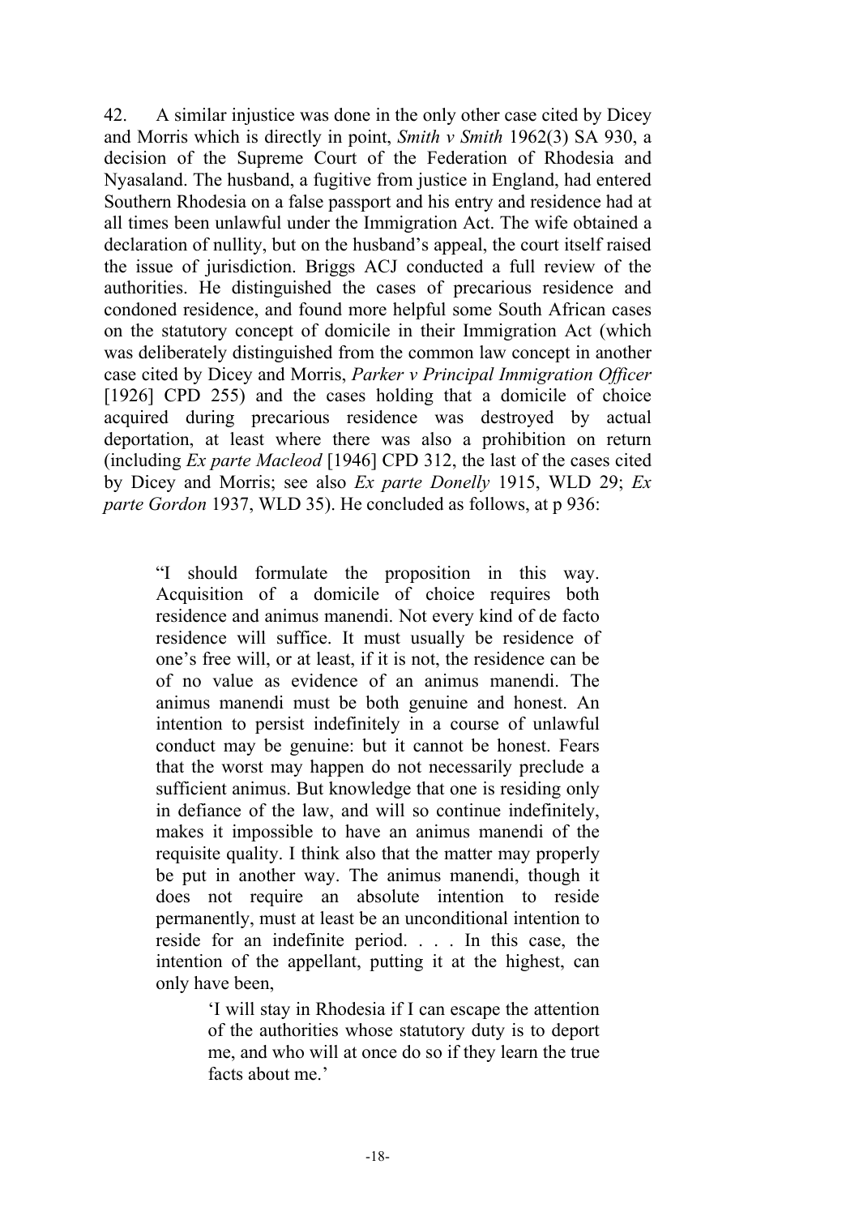42. A similar injustice was done in the only other case cited by Dicey and Morris which is directly in point, *Smith v Smith* 1962(3) SA 930, a decision of the Supreme Court of the Federation of Rhodesia and Nyasaland. The husband, a fugitive from justice in England, had entered Southern Rhodesia on a false passport and his entry and residence had at all times been unlawful under the Immigration Act. The wife obtained a declaration of nullity, but on the husband's appeal, the court itself raised the issue of jurisdiction. Briggs ACJ conducted a full review of the authorities. He distinguished the cases of precarious residence and condoned residence, and found more helpful some South African cases on the statutory concept of domicile in their Immigration Act (which was deliberately distinguished from the common law concept in another case cited by Dicey and Morris, *Parker v Principal Immigration Officer* [1926] CPD 255) and the cases holding that a domicile of choice acquired during precarious residence was destroyed by actual deportation, at least where there was also a prohibition on return (including *Ex parte Macleod* [1946] CPD 312, the last of the cases cited by Dicey and Morris; see also *Ex parte Donelly* 1915, WLD 29; *Ex parte Gordon* 1937, WLD 35). He concluded as follows, at p 936:

> "I should formulate the proposition in this way. Acquisition of a domicile of choice requires both residence and animus manendi. Not every kind of de facto residence will suffice. It must usually be residence of one's free will, or at least, if it is not, the residence can be of no value as evidence of an animus manendi. The animus manendi must be both genuine and honest. An intention to persist indefinitely in a course of unlawful conduct may be genuine: but it cannot be honest. Fears that the worst may happen do not necessarily preclude a sufficient animus. But knowledge that one is residing only in defiance of the law, and will so continue indefinitely, makes it impossible to have an animus manendi of the requisite quality. I think also that the matter may properly be put in another way. The animus manendi, though it does not require an absolute intention to reside permanently, must at least be an unconditional intention to reside for an indefinite period. . . . In this case, the intention of the appellant, putting it at the highest, can only have been,
>
> > 'I will stay in Rhodesia if I can escape the attention of the authorities whose statutory duty is to deport me, and who will at once do so if they learn the true facts about me.'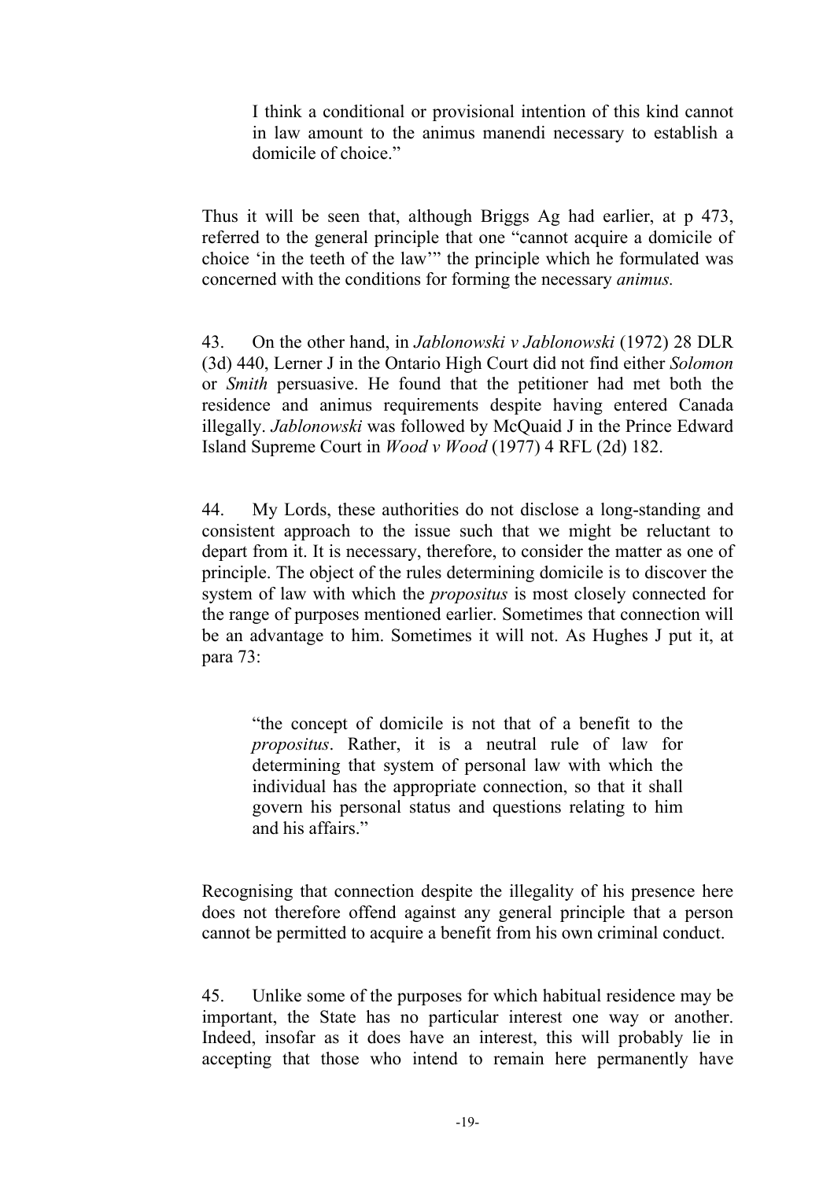> I think a conditional or provisional intention of this kind cannot in law amount to the animus manendi necessary to establish a domicile of choice."

Thus it will be seen that, although Briggs Ag had earlier, at p 473, referred to the general principle that one "cannot acquire a domicile of choice 'in the teeth of the law'" the principle which he formulated was concerned with the conditions for forming the necessary *animus.*

43. On the other hand, in *Jablonowski v Jablonowski* (1972) 28 DLR (3d) 440, Lerner J in the Ontario High Court did not find either *Solomon* or *Smith* persuasive. He found that the petitioner had met both the residence and animus requirements despite having entered Canada illegally. *Jablonowski* was followed by McQuaid J in the Prince Edward Island Supreme Court in *Wood v Wood* (1977) 4 RFL (2d) 182.

44. My Lords, these authorities do not disclose a long-standing and consistent approach to the issue such that we might be reluctant to depart from it. It is necessary, therefore, to consider the matter as one of principle. The object of the rules determining domicile is to discover the system of law with which the *propositus* is most closely connected for the range of purposes mentioned earlier. Sometimes that connection will be an advantage to him. Sometimes it will not. As Hughes J put it, at para 73:

> "the concept of domicile is not that of a benefit to the *propositus*. Rather, it is a neutral rule of law for determining that system of personal law with which the individual has the appropriate connection, so that it shall govern his personal status and questions relating to him and his affairs."

Recognising that connection despite the illegality of his presence here does not therefore offend against any general principle that a person cannot be permitted to acquire a benefit from his own criminal conduct.

45. Unlike some of the purposes for which habitual residence may be important, the State has no particular interest one way or another. Indeed, insofar as it does have an interest, this will probably lie in accepting that those who intend to remain here permanently have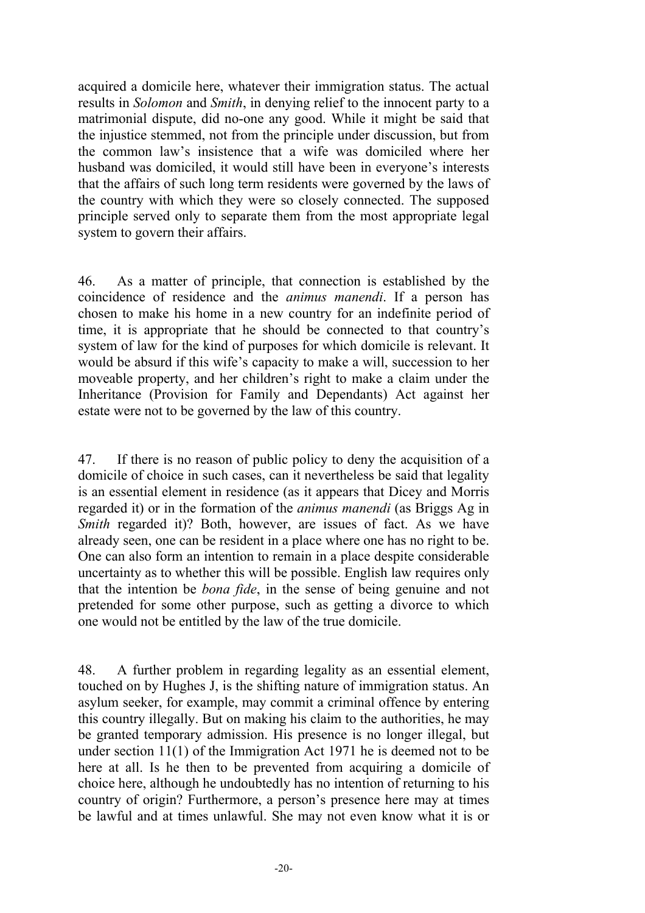acquired a domicile here, whatever their immigration status. The actual results in *Solomon* and *Smith*, in denying relief to the innocent party to a matrimonial dispute, did no-one any good. While it might be said that the injustice stemmed, not from the principle under discussion, but from the common law's insistence that a wife was domiciled where her husband was domiciled, it would still have been in everyone's interests that the affairs of such long term residents were governed by the laws of the country with which they were so closely connected. The supposed principle served only to separate them from the most appropriate legal system to govern their affairs.

46. As a matter of principle, that connection is established by the coincidence of residence and the *animus manendi*. If a person has chosen to make his home in a new country for an indefinite period of time, it is appropriate that he should be connected to that country's system of law for the kind of purposes for which domicile is relevant. It would be absurd if this wife's capacity to make a will, succession to her moveable property, and her children's right to make a claim under the Inheritance (Provision for Family and Dependants) Act against her estate were not to be governed by the law of this country.

47. If there is no reason of public policy to deny the acquisition of a domicile of choice in such cases, can it nevertheless be said that legality is an essential element in residence (as it appears that Dicey and Morris regarded it) or in the formation of the *animus manendi* (as Briggs Ag in *Smith* regarded it)? Both, however, are issues of fact. As we have already seen, one can be resident in a place where one has no right to be. One can also form an intention to remain in a place despite considerable uncertainty as to whether this will be possible. English law requires only that the intention be *bona fide*, in the sense of being genuine and not pretended for some other purpose, such as getting a divorce to which one would not be entitled by the law of the true domicile.

48. A further problem in regarding legality as an essential element, touched on by Hughes J, is the shifting nature of immigration status. An asylum seeker, for example, may commit a criminal offence by entering this country illegally. But on making his claim to the authorities, he may be granted temporary admission. His presence is no longer illegal, but under section 11(1) of the Immigration Act 1971 he is deemed not to be here at all. Is he then to be prevented from acquiring a domicile of choice here, although he undoubtedly has no intention of returning to his country of origin? Furthermore, a person's presence here may at times be lawful and at times unlawful. She may not even know what it is or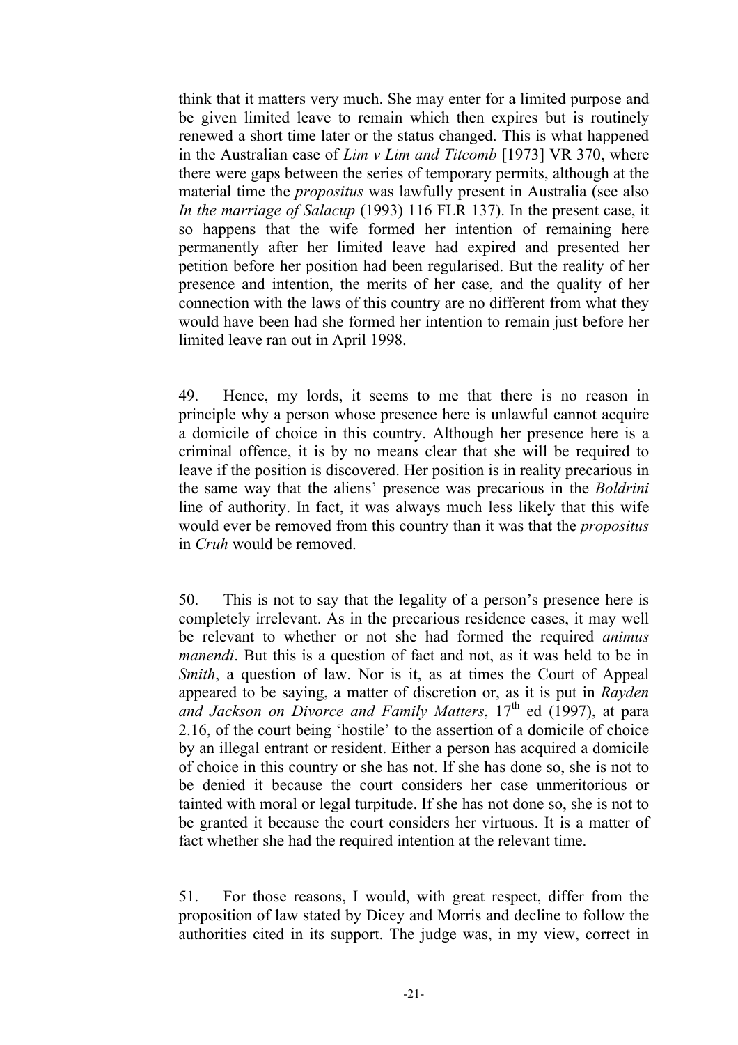think that it matters very much. She may enter for a limited purpose and be given limited leave to remain which then expires but is routinely renewed a short time later or the status changed. This is what happened in the Australian case of *Lim v Lim and Titcomb* [1973] VR 370, where there were gaps between the series of temporary permits, although at the material time the *propositus* was lawfully present in Australia (see also *In the marriage of Salacup* (1993) 116 FLR 137). In the present case, it so happens that the wife formed her intention of remaining here permanently after her limited leave had expired and presented her petition before her position had been regularised. But the reality of her presence and intention, the merits of her case, and the quality of her connection with the laws of this country are no different from what they would have been had she formed her intention to remain just before her limited leave ran out in April 1998.

49. Hence, my lords, it seems to me that there is no reason in principle why a person whose presence here is unlawful cannot acquire a domicile of choice in this country. Although her presence here is a criminal offence, it is by no means clear that she will be required to leave if the position is discovered. Her position is in reality precarious in the same way that the aliens' presence was precarious in the *Boldrini* line of authority. In fact, it was always much less likely that this wife would ever be removed from this country than it was that the *propositus* in *Cruh* would be removed.

50. This is not to say that the legality of a person's presence here is completely irrelevant. As in the precarious residence cases, it may well be relevant to whether or not she had formed the required *animus manendi*. But this is a question of fact and not, as it was held to be in *Smith*, a question of law. Nor is it, as at times the Court of Appeal appeared to be saying, a matter of discretion or, as it is put in *Rayden and Jackson on Divorce and Family Matters*, 17th ed (1997), at para 2.16, of the court being 'hostile' to the assertion of a domicile of choice by an illegal entrant or resident. Either a person has acquired a domicile of choice in this country or she has not. If she has done so, she is not to be denied it because the court considers her case unmeritorious or tainted with moral or legal turpitude. If she has not done so, she is not to be granted it because the court considers her virtuous. It is a matter of fact whether she had the required intention at the relevant time.

51. For those reasons, I would, with great respect, differ from the proposition of law stated by Dicey and Morris and decline to follow the authorities cited in its support. The judge was, in my view, correct in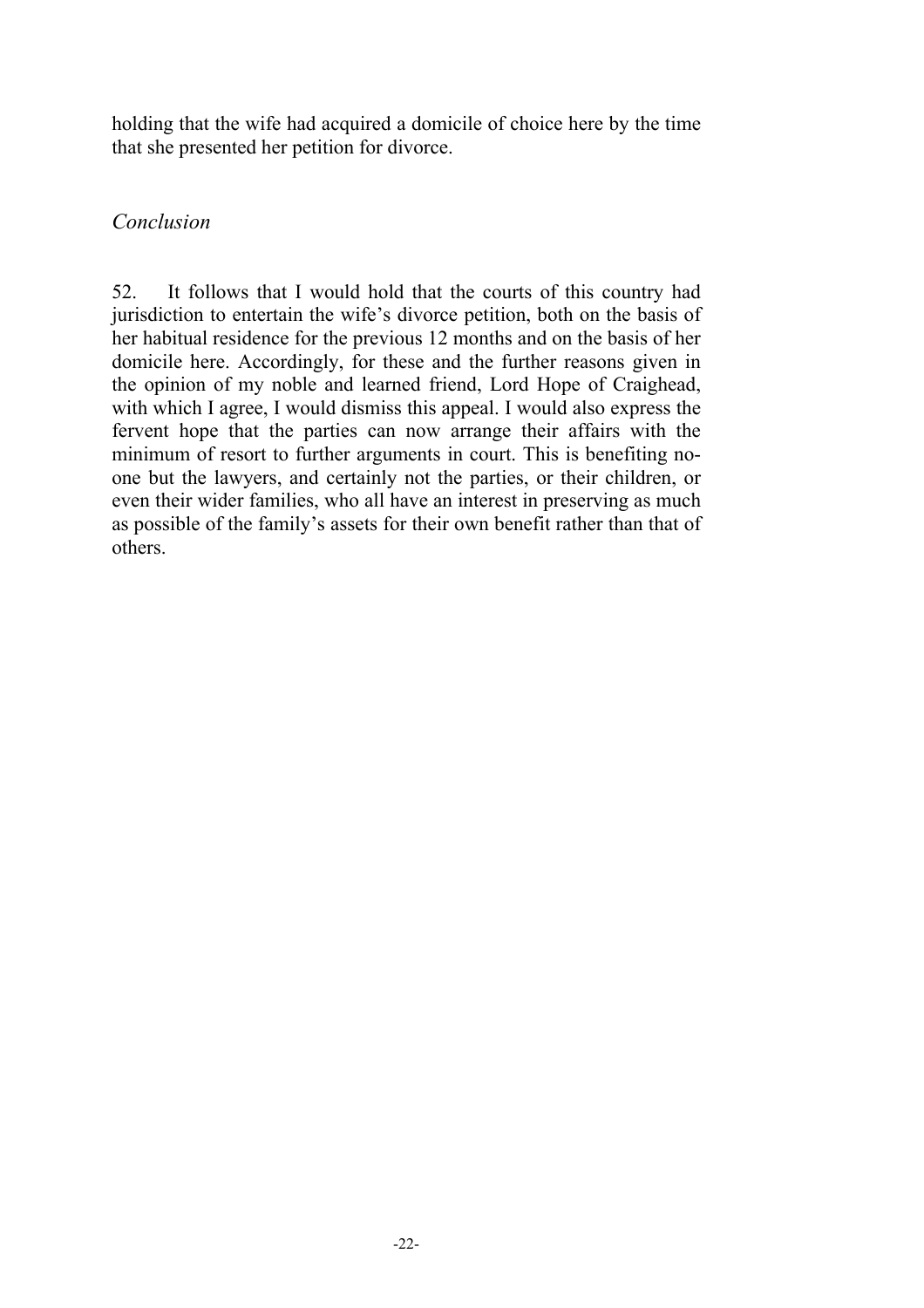holding that the wife had acquired a domicile of choice here by the time that she presented her petition for divorce.

*Conclusion*

52. It follows that I would hold that the courts of this country had jurisdiction to entertain the wife's divorce petition, both on the basis of her habitual residence for the previous 12 months and on the basis of her domicile here. Accordingly, for these and the further reasons given in the opinion of my noble and learned friend, Lord Hope of Craighead, with which I agree, I would dismiss this appeal. I would also express the fervent hope that the parties can now arrange their affairs with the minimum of resort to further arguments in court. This is benefiting no-one but the lawyers, and certainly not the parties, or their children, or even their wider families, who all have an interest in preserving as much as possible of the family's assets for their own benefit rather than that of others.